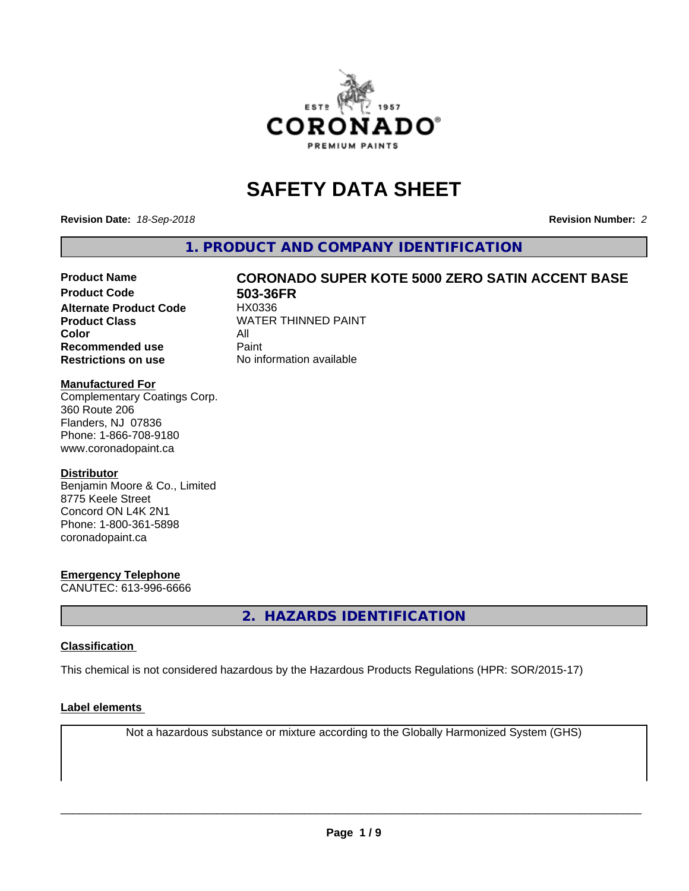# SAFETY DATA SHEET

**Revision Date:** *18-Sep-2018*

**Revision Number:** *2*

## 1. PRODUCT AND COMPANY IDENTIFICATION

| | |
|---|---|
| **Product Name** | **CORONADO SUPER KOTE 5000 ZERO SATIN ACCENT BASE** |
| **Product Code** | **503-36FR** |
| **Alternate Product Code** | HX0336 |
| **Product Class** | WATER THINNED PAINT |
| **Color** | All |
| **Recommended use** | Paint |
| **Restrictions on use** | No information available |

**Manufactured For**
Complementary Coatings Corp.
360 Route 206
Flanders, NJ 07836
Phone: 1-866-708-9180
www.coronadopaint.ca

**Distributor**
Benjamin Moore & Co., Limited
8775 Keele Street
Concord ON L4K 2N1
Phone: 1-800-361-5898
coronadopaint.ca

**Emergency Telephone**
CANUTEC: 613-996-6666

## 2. HAZARDS IDENTIFICATION

**Classification**

This chemical is not considered hazardous by the Hazardous Products Regulations (HPR: SOR/2015-17)

**Label elements**

Not a hazardous substance or mixture according to the Globally Harmonized System (GHS)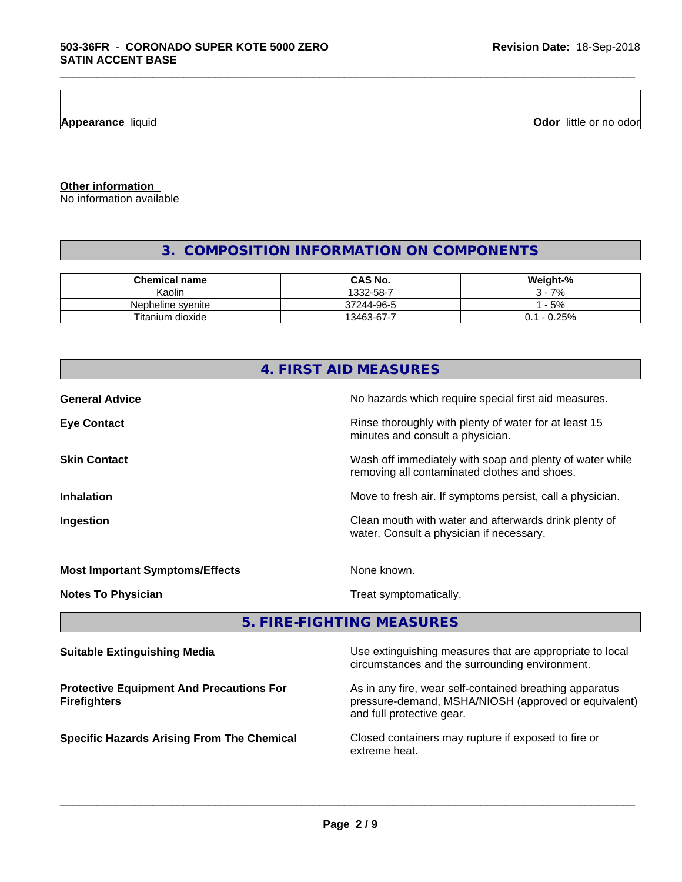**Appearance** liquid **Odor** little or no odor

**Other information**
No information available

## 3. COMPOSITION INFORMATION ON COMPONENTS

| Chemical name | CAS No. | Weight-% |
|---|---|---|
| Kaolin | 1332-58-7 | 3 - 7% |
| Nepheline syenite | 37244-96-5 | 1 - 5% |
| Titanium dioxide | 13463-67-7 | 0.1 - 0.25% |

## 4. FIRST AID MEASURES

**General Advice** No hazards which require special first aid measures.

**Eye Contact** Rinse thoroughly with plenty of water for at least 15 minutes and consult a physician.

**Skin Contact** Wash off immediately with soap and plenty of water while removing all contaminated clothes and shoes.

**Inhalation** Move to fresh air. If symptoms persist, call a physician.

**Ingestion** Clean mouth with water and afterwards drink plenty of water. Consult a physician if necessary.

**Most Important Symptoms/Effects** None known.

**Notes To Physician** Treat symptomatically.

## 5. FIRE-FIGHTING MEASURES

**Suitable Extinguishing Media** Use extinguishing measures that are appropriate to local circumstances and the surrounding environment.

**Protective Equipment And Precautions For Firefighters** As in any fire, wear self-contained breathing apparatus pressure-demand, MSHA/NIOSH (approved or equivalent) and full protective gear.

**Specific Hazards Arising From The Chemical** Closed containers may rupture if exposed to fire or extreme heat.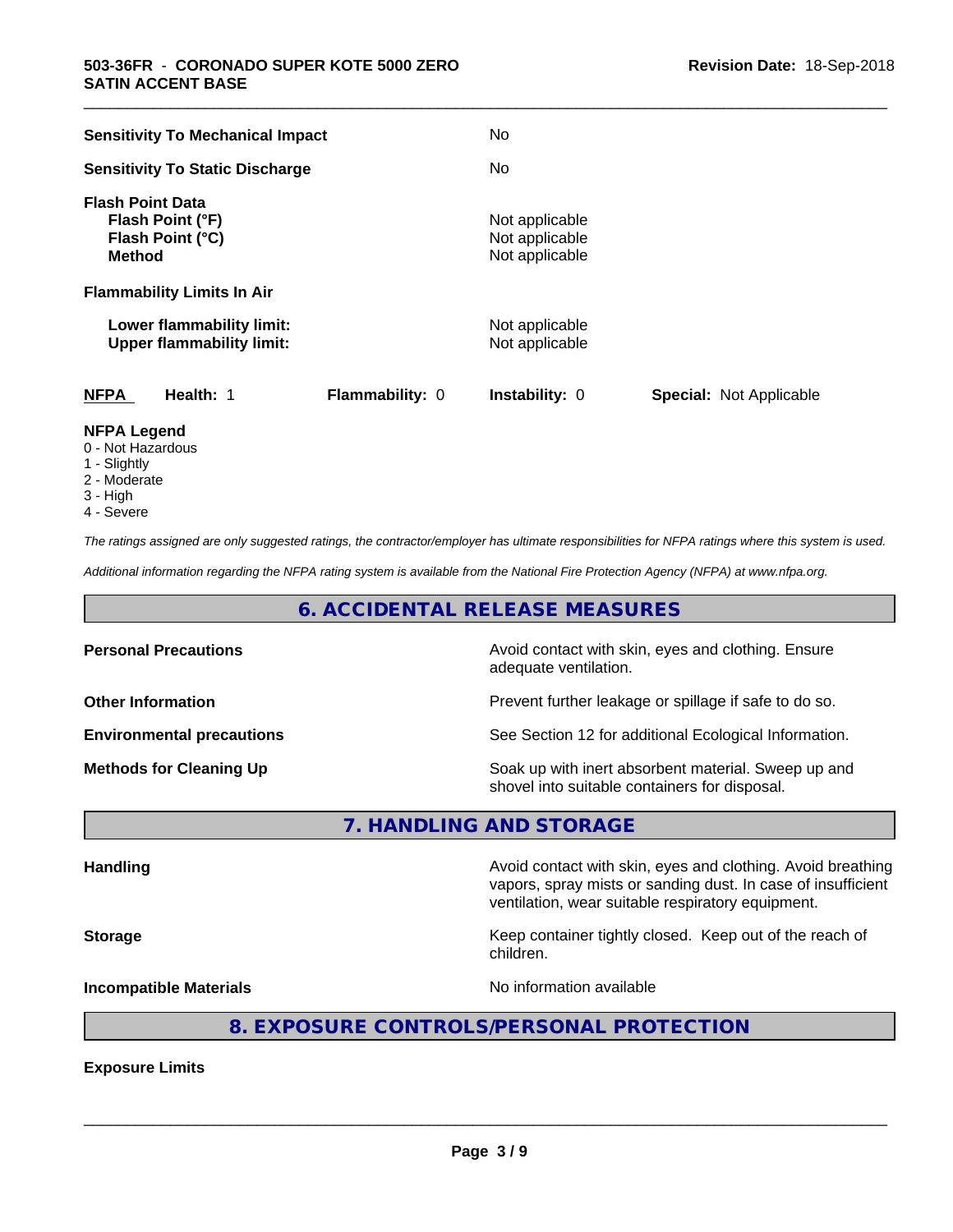| | |
|---|---|
| **Sensitivity To Mechanical Impact** | No |
| **Sensitivity To Static Discharge** | No |

**Flash Point Data**

| | |
|---|---|
| **Flash Point (°F)** | Not applicable |
| **Flash Point (°C)** | Not applicable |
| **Method** | Not applicable |

**Flammability Limits In Air**

| | |
|---|---|
| **Lower flammability limit:** | Not applicable |
| **Upper flammability limit:** | Not applicable |

| **NFPA** | **Health:** 1 | **Flammability:** 0 | **Instability:** 0 | **Special:** Not Applicable |
|---|---|---|---|---|

**NFPA Legend**
0 - Not Hazardous
1 - Slightly
2 - Moderate
3 - High
4 - Severe

*The ratings assigned are only suggested ratings, the contractor/employer has ultimate responsibilities for NFPA ratings where this system is used.*

*Additional information regarding the NFPA rating system is available from the National Fire Protection Agency (NFPA) at www.nfpa.org.*

## 6. ACCIDENTAL RELEASE MEASURES

| | |
|---|---|
| **Personal Precautions** | Avoid contact with skin, eyes and clothing. Ensure adequate ventilation. |
| **Other Information** | Prevent further leakage or spillage if safe to do so. |
| **Environmental precautions** | See Section 12 for additional Ecological Information. |
| **Methods for Cleaning Up** | Soak up with inert absorbent material. Sweep up and shovel into suitable containers for disposal. |

## 7. HANDLING AND STORAGE

| | |
|---|---|
| **Handling** | Avoid contact with skin, eyes and clothing. Avoid breathing vapors, spray mists or sanding dust. In case of insufficient ventilation, wear suitable respiratory equipment. |
| **Storage** | Keep container tightly closed. Keep out of the reach of children. |
| **Incompatible Materials** | No information available |

## 8. EXPOSURE CONTROLS/PERSONAL PROTECTION

**Exposure Limits**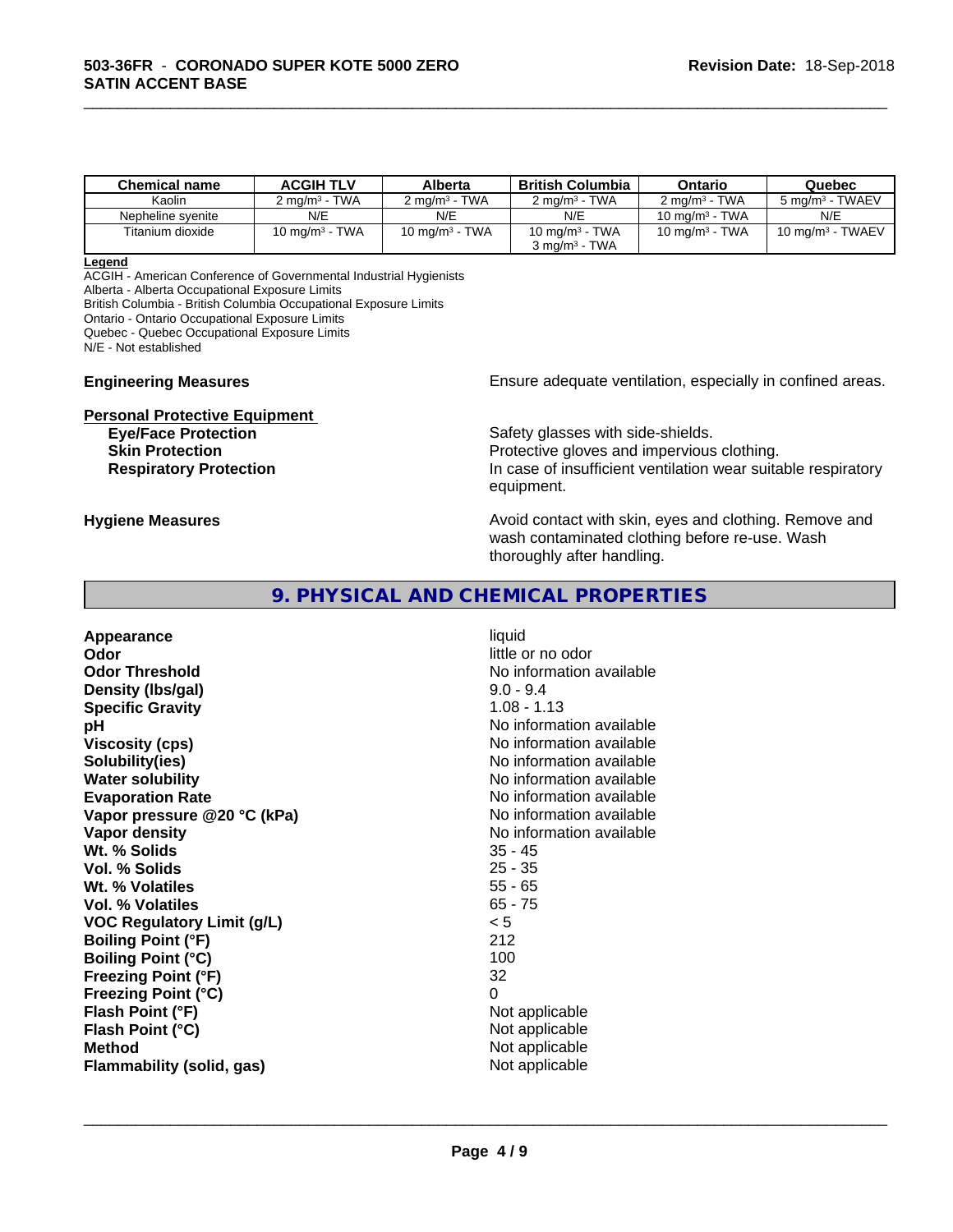| Chemical name | ACGIH TLV | Alberta | British Columbia | Ontario | Quebec |
| --- | --- | --- | --- | --- | --- |
| Kaolin | 2 mg/m³ - TWA | 2 mg/m³ - TWA | 2 mg/m³ - TWA | 2 mg/m³ - TWA | 5 mg/m³ - TWAEV |
| Nepheline syenite | N/E | N/E | N/E | 10 mg/m³ - TWA | N/E |
| Titanium dioxide | 10 mg/m³ - TWA | 10 mg/m³ - TWA | 10 mg/m³ - TWA<br>3 mg/m³ - TWA | 10 mg/m³ - TWA | 10 mg/m³ - TWAEV |

**Legend**
ACGIH - American Conference of Governmental Industrial Hygienists
Alberta - Alberta Occupational Exposure Limits
British Columbia - British Columbia Occupational Exposure Limits
Ontario - Ontario Occupational Exposure Limits
Quebec - Quebec Occupational Exposure Limits
N/E - Not established

**Engineering Measures** Ensure adequate ventilation, especially in confined areas.

**Personal Protective Equipment**

**Eye/Face Protection** Safety glasses with side-shields.

**Skin Protection** Protective gloves and impervious clothing.

**Respiratory Protection** In case of insufficient ventilation wear suitable respiratory equipment.

**Hygiene Measures** Avoid contact with skin, eyes and clothing. Remove and wash contaminated clothing before re-use. Wash thoroughly after handling.

## 9. PHYSICAL AND CHEMICAL PROPERTIES

| | |
| --- | --- |
| **Appearance** | liquid |
| **Odor** | little or no odor |
| **Odor Threshold** | No information available |
| **Density (lbs/gal)** | 9.0 - 9.4 |
| **Specific Gravity** | 1.08 - 1.13 |
| **pH** | No information available |
| **Viscosity (cps)** | No information available |
| **Solubility(ies)** | No information available |
| **Water solubility** | No information available |
| **Evaporation Rate** | No information available |
| **Vapor pressure @20 °C (kPa)** | No information available |
| **Vapor density** | No information available |
| **Wt. % Solids** | 35 - 45 |
| **Vol. % Solids** | 25 - 35 |
| **Wt. % Volatiles** | 55 - 65 |
| **Vol. % Volatiles** | 65 - 75 |
| **VOC Regulatory Limit (g/L)** | < 5 |
| **Boiling Point (°F)** | 212 |
| **Boiling Point (°C)** | 100 |
| **Freezing Point (°F)** | 32 |
| **Freezing Point (°C)** | 0 |
| **Flash Point (°F)** | Not applicable |
| **Flash Point (°C)** | Not applicable |
| **Method** | Not applicable |
| **Flammability (solid, gas)** | Not applicable |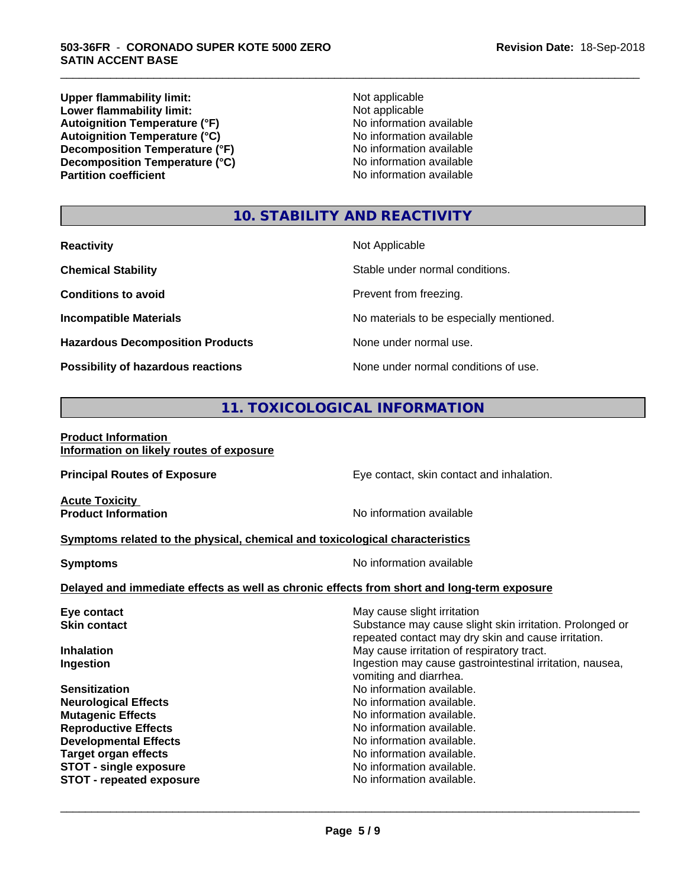| | |
|---|---|
| **Upper flammability limit:** | Not applicable |
| **Lower flammability limit:** | Not applicable |
| **Autoignition Temperature (°F)** | No information available |
| **Autoignition Temperature (°C)** | No information available |
| **Decomposition Temperature (°F)** | No information available |
| **Decomposition Temperature (°C)** | No information available |
| **Partition coefficient** | No information available |

## 10. STABILITY AND REACTIVITY

| | |
|---|---|
| **Reactivity** | Not Applicable |
| **Chemical Stability** | Stable under normal conditions. |
| **Conditions to avoid** | Prevent from freezing. |
| **Incompatible Materials** | No materials to be especially mentioned. |
| **Hazardous Decomposition Products** | None under normal use. |
| **Possibility of hazardous reactions** | None under normal conditions of use. |

## 11. TOXICOLOGICAL INFORMATION

**Product Information**
**Information on likely routes of exposure**

| | |
|---|---|
| **Principal Routes of Exposure** | Eye contact, skin contact and inhalation. |

**Acute Toxicity**

| | |
|---|---|
| **Product Information** | No information available |

**Symptoms related to the physical, chemical and toxicological characteristics**

| | |
|---|---|
| **Symptoms** | No information available |

**Delayed and immediate effects as well as chronic effects from short and long-term exposure**

| | |
|---|---|
| **Eye contact** | May cause slight irritation |
| **Skin contact** | Substance may cause slight skin irritation. Prolonged or repeated contact may dry skin and cause irritation. |
| **Inhalation** | May cause irritation of respiratory tract. |
| **Ingestion** | Ingestion may cause gastrointestinal irritation, nausea, vomiting and diarrhea. |
| **Sensitization** | No information available. |
| **Neurological Effects** | No information available. |
| **Mutagenic Effects** | No information available. |
| **Reproductive Effects** | No information available. |
| **Developmental Effects** | No information available. |
| **Target organ effects** | No information available. |
| **STOT - single exposure** | No information available. |
| **STOT - repeated exposure** | No information available. |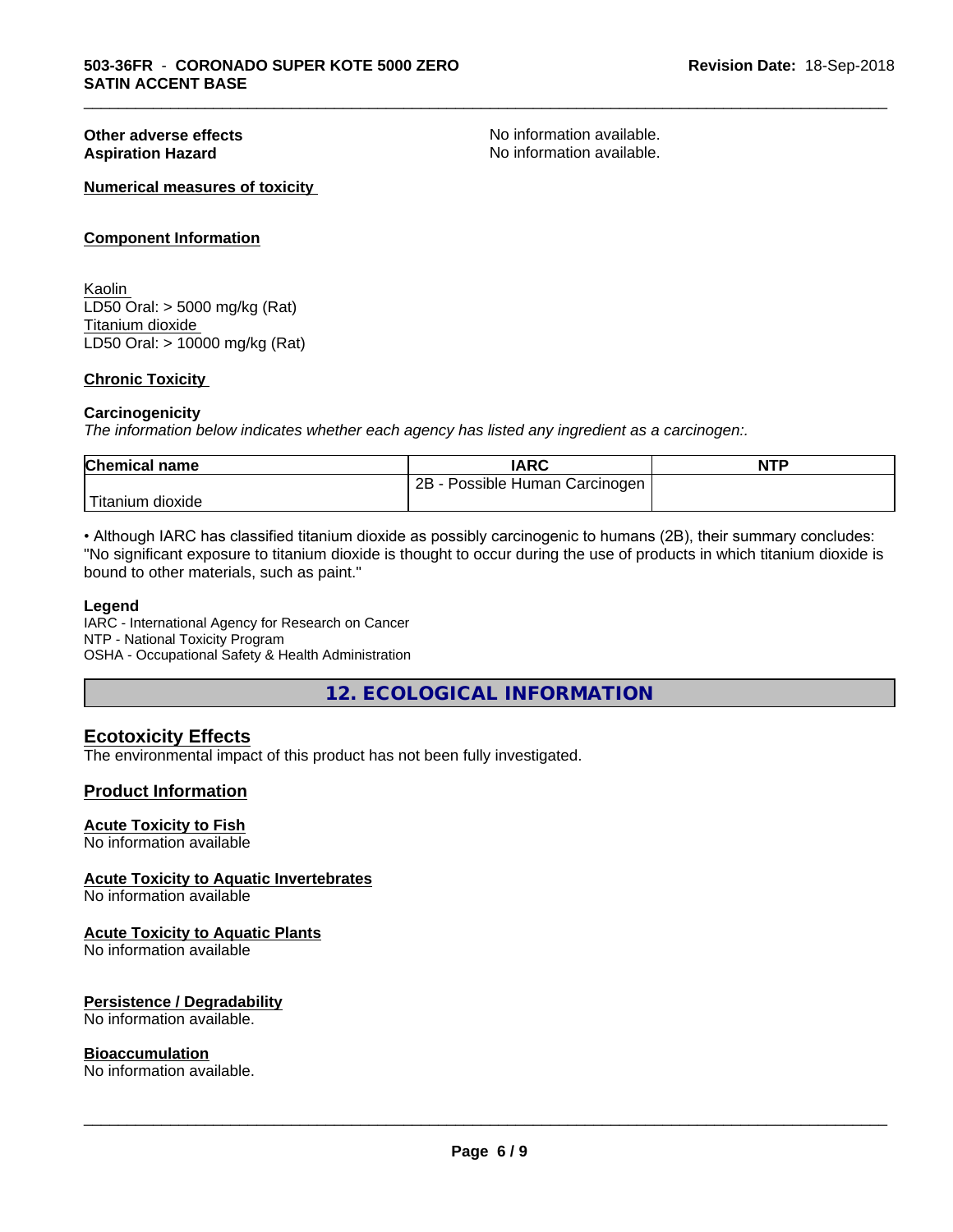**Other adverse effects** No information available.
**Aspiration Hazard** No information available.

**Numerical measures of toxicity**

**Component Information**

Kaolin
LD50 Oral: > 5000 mg/kg (Rat)
Titanium dioxide
LD50 Oral: > 10000 mg/kg (Rat)

**Chronic Toxicity**

**Carcinogenicity**
*The information below indicates whether each agency has listed any ingredient as a carcinogen:.*

| Chemical name | IARC | NTP |
|---|---|---|
| Titanium dioxide | 2B - Possible Human Carcinogen | |

• Although IARC has classified titanium dioxide as possibly carcinogenic to humans (2B), their summary concludes: "No significant exposure to titanium dioxide is thought to occur during the use of products in which titanium dioxide is bound to other materials, such as paint."

**Legend**
IARC - International Agency for Research on Cancer
NTP - National Toxicity Program
OSHA - Occupational Safety & Health Administration

## 12. ECOLOGICAL INFORMATION

### Ecotoxicity Effects
The environmental impact of this product has not been fully investigated.

### Product Information

**Acute Toxicity to Fish**
No information available

**Acute Toxicity to Aquatic Invertebrates**
No information available

**Acute Toxicity to Aquatic Plants**
No information available

**Persistence / Degradability**
No information available.

**Bioaccumulation**
No information available.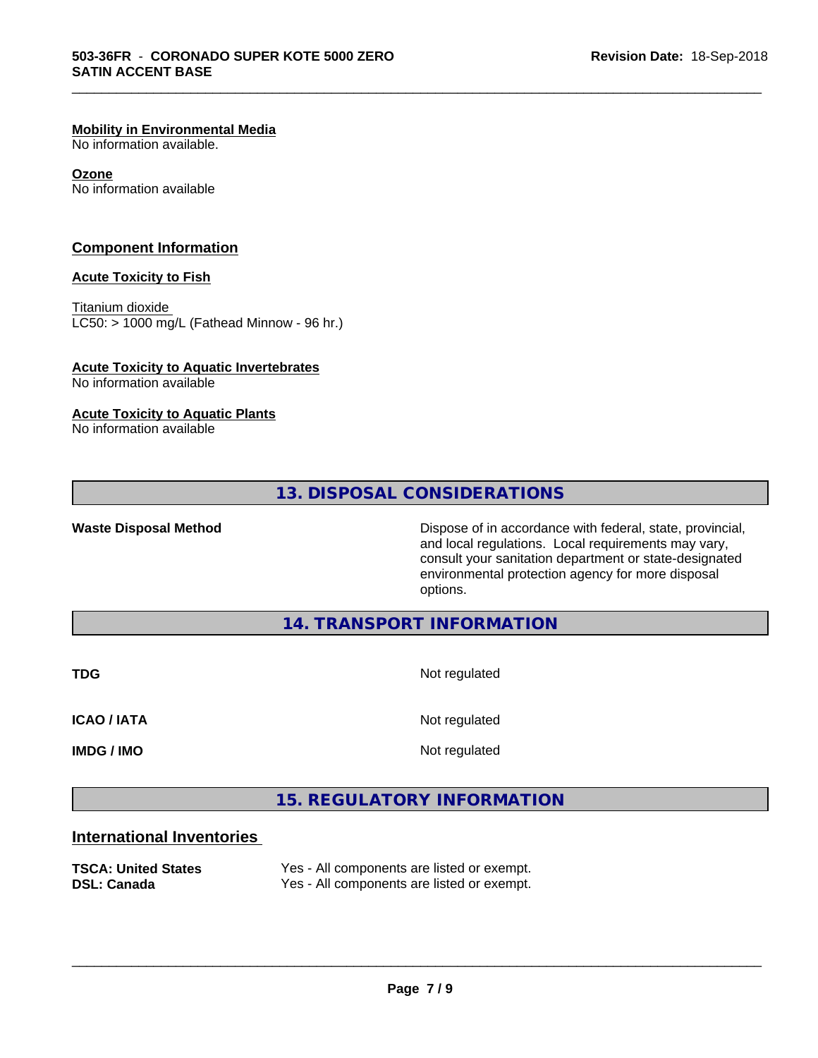**Mobility in Environmental Media**
No information available.

**Ozone**
No information available

## Component Information

**Acute Toxicity to Fish**

Titanium dioxide
LC50: > 1000 mg/L (Fathead Minnow - 96 hr.)

**Acute Toxicity to Aquatic Invertebrates**
No information available

**Acute Toxicity to Aquatic Plants**
No information available

## 13. DISPOSAL CONSIDERATIONS

| | |
|---|---|
| **Waste Disposal Method** | Dispose of in accordance with federal, state, provincial, and local regulations. Local requirements may vary, consult your sanitation department or state-designated environmental protection agency for more disposal options. |

## 14. TRANSPORT INFORMATION

| | |
|---|---|
| **TDG** | Not regulated |
| **ICAO / IATA** | Not regulated |
| **IMDG / IMO** | Not regulated |

## 15. REGULATORY INFORMATION

### International Inventories

| | |
|---|---|
| **TSCA: United States** | Yes - All components are listed or exempt. |
| **DSL: Canada** | Yes - All components are listed or exempt. |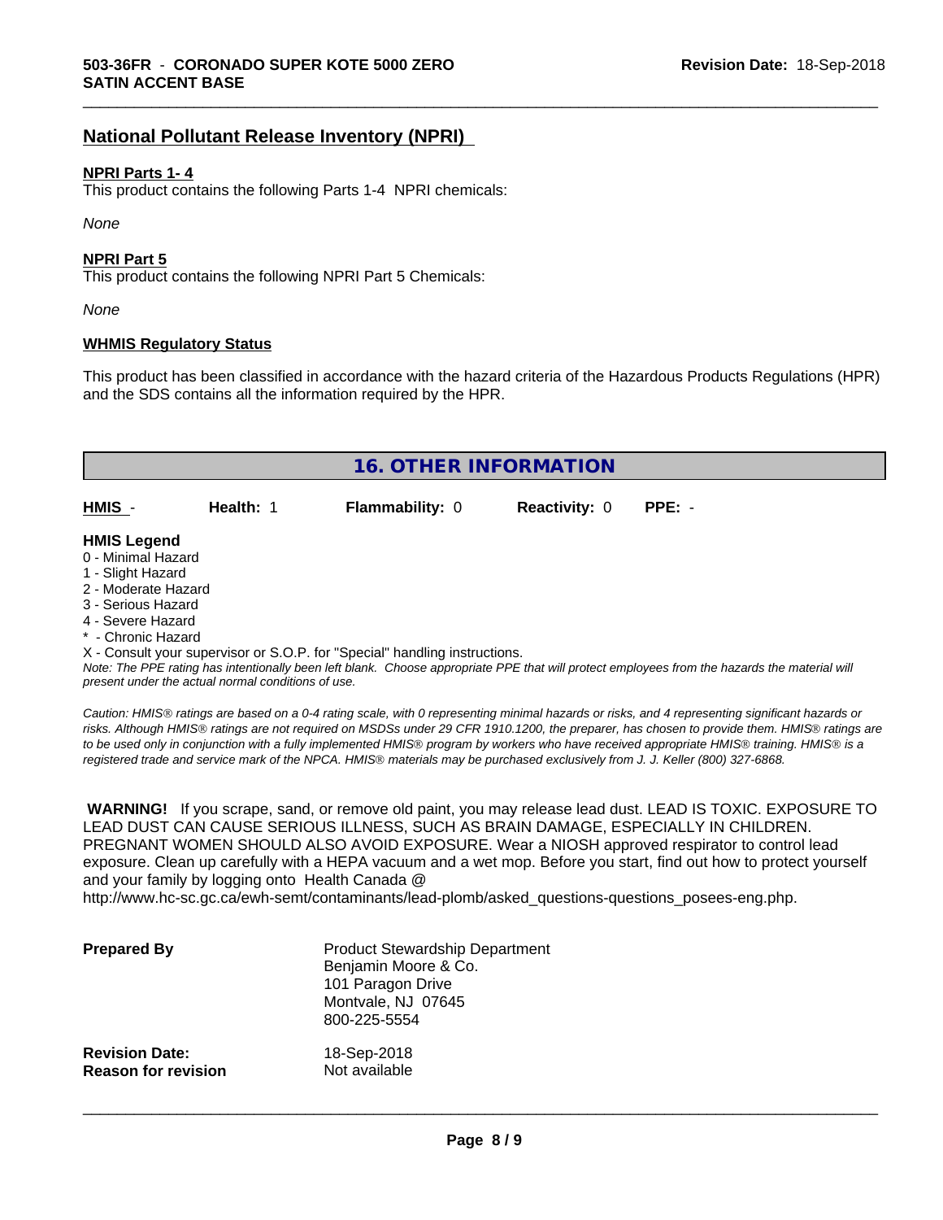## National Pollutant Release Inventory (NPRI)

**NPRI Parts 1- 4**

This product contains the following Parts 1-4 NPRI chemicals:

*None*

**NPRI Part 5**

This product contains the following NPRI Part 5 Chemicals:

*None*

**WHMIS Regulatory Status**

This product has been classified in accordance with the hazard criteria of the Hazardous Products Regulations (HPR) and the SDS contains all the information required by the HPR.

## 16. OTHER INFORMATION

| **HMIS** - | **Health:** 1 | **Flammability:** 0 | **Reactivity:** 0 | **PPE:** - |
|---|---|---|---|---|

**HMIS Legend**

0 - Minimal Hazard
1 - Slight Hazard
2 - Moderate Hazard
3 - Serious Hazard
4 - Severe Hazard
* - Chronic Hazard
X - Consult your supervisor or S.O.P. for "Special" handling instructions.

*Note: The PPE rating has intentionally been left blank. Choose appropriate PPE that will protect employees from the hazards the material will present under the actual normal conditions of use.*

*Caution: HMIS® ratings are based on a 0-4 rating scale, with 0 representing minimal hazards or risks, and 4 representing significant hazards or risks. Although HMIS® ratings are not required on MSDSs under 29 CFR 1910.1200, the preparer, has chosen to provide them. HMIS® ratings are to be used only in conjunction with a fully implemented HMIS® program by workers who have received appropriate HMIS® training. HMIS® is a registered trade and service mark of the NPCA. HMIS® materials may be purchased exclusively from J. J. Keller (800) 327-6868.*

**WARNING!** If you scrape, sand, or remove old paint, you may release lead dust. LEAD IS TOXIC. EXPOSURE TO LEAD DUST CAN CAUSE SERIOUS ILLNESS, SUCH AS BRAIN DAMAGE, ESPECIALLY IN CHILDREN. PREGNANT WOMEN SHOULD ALSO AVOID EXPOSURE. Wear a NIOSH approved respirator to control lead exposure. Clean up carefully with a HEPA vacuum and a wet mop. Before you start, find out how to protect yourself and your family by logging onto Health Canada @ http://www.hc-sc.gc.ca/ewh-semt/contaminants/lead-plomb/asked_questions-questions_posees-eng.php.

| | |
|---|---|
| **Prepared By** | Product Stewardship Department<br>Benjamin Moore & Co.<br>101 Paragon Drive<br>Montvale, NJ 07645<br>800-225-5554 |
| **Revision Date:** | 18-Sep-2018 |
| **Reason for revision** | Not available |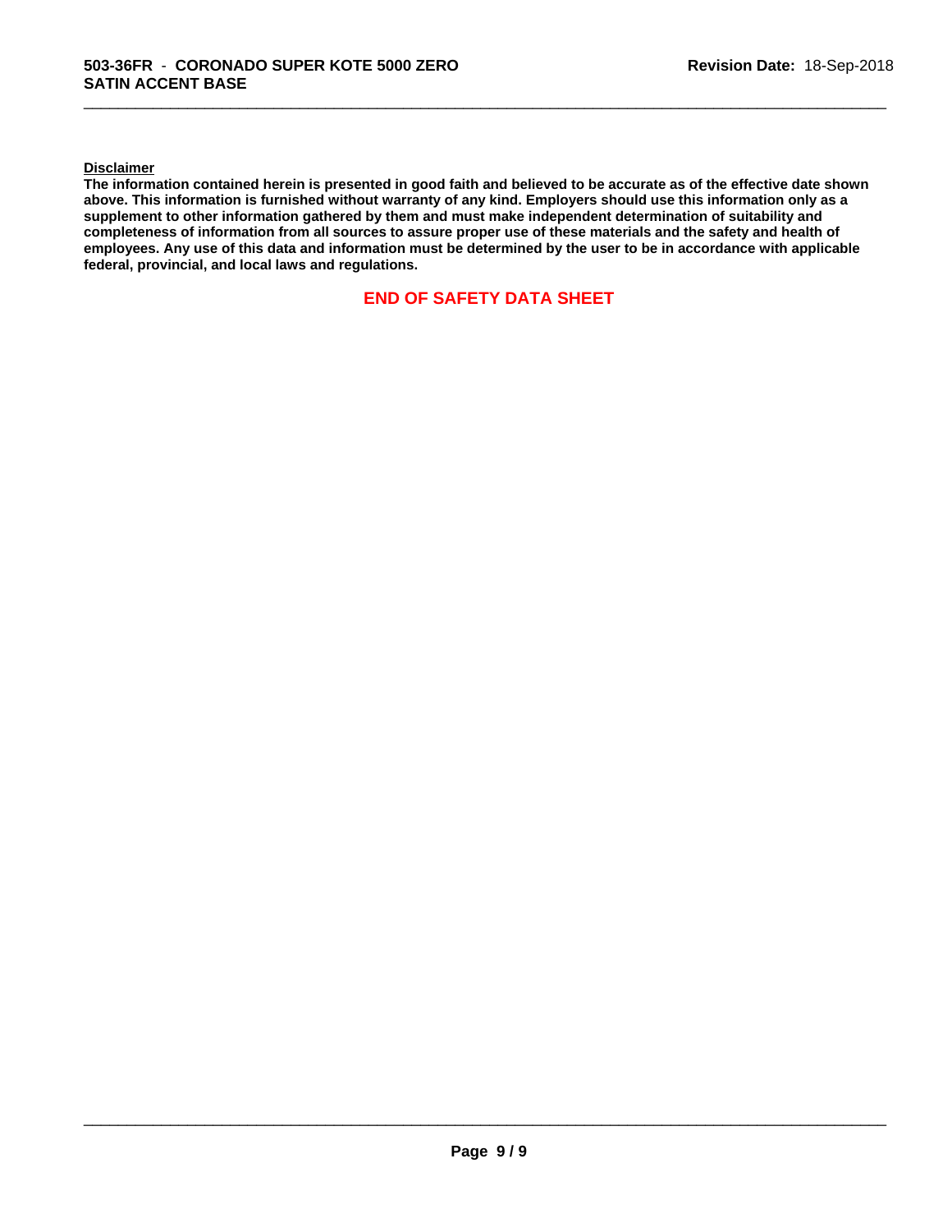**Disclaimer**

**The information contained herein is presented in good faith and believed to be accurate as of the effective date shown above. This information is furnished without warranty of any kind. Employers should use this information only as a supplement to other information gathered by them and must make independent determination of suitability and completeness of information from all sources to assure proper use of these materials and the safety and health of employees. Any use of this data and information must be determined by the user to be in accordance with applicable federal, provincial, and local laws and regulations.**

**END OF SAFETY DATA SHEET**